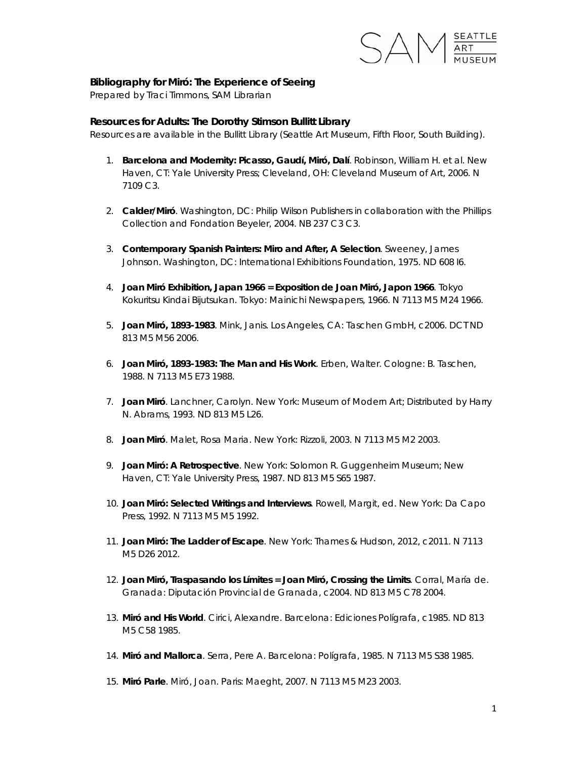**Bibliography for Miró: The Experience of Seeing**
*Prepared by Traci Timmons, SAM Librarian*

**Resources for Adults: The Dorothy Stimson Bullitt Library**
*Resources are available in the Bullitt Library (Seattle Art Museum, Fifth Floor, South Building).*

1. **Barcelona and Modernity: Picasso, Gaudí, Miró, Dalí**. Robinson, William H. et al. New Haven, CT: Yale University Press; Cleveland, OH: Cleveland Museum of Art, 2006. N 7109 C3.

2. **Calder/Miró**. Washington, DC: Philip Wilson Publishers in collaboration with the Phillips Collection and Fondation Beyeler, 2004. NB 237 C3 C3.

3. **Contemporary Spanish Painters: Miro and After, A Selection**. Sweeney, James Johnson. Washington, DC: International Exhibitions Foundation, 1975. ND 608 I6.

4. **Joan Miró Exhibition, Japan 1966 = Exposition de Joan Miró, Japon 1966**. Tokyo Kokuritsu Kindai Bijutsukan. Tokyo: Mainichi Newspapers, 1966. N 7113 M5 M24 1966.

5. **Joan Miró, 1893-1983**. Mink, Janis. Los Angeles, CA: Taschen GmbH, c2006. DCT ND 813 M5 M56 2006.

6. **Joan Miró, 1893-1983: The Man and His Work**. Erben, Walter. Cologne: B. Taschen, 1988. N 7113 M5 E73 1988.

7. **Joan Miró**. Lanchner, Carolyn. New York: Museum of Modern Art; Distributed by Harry N. Abrams, 1993. ND 813 M5 L26.

8. **Joan Miró**. Malet, Rosa Maria. New York: Rizzoli, 2003. N 7113 M5 M2 2003.

9. **Joan Miró: A Retrospective**. New York: Solomon R. Guggenheim Museum; New Haven, CT: Yale University Press, 1987. ND 813 M5 S65 1987.

10. **Joan Miró: Selected Writings and Interviews**. Rowell, Margit, ed. New York: Da Capo Press, 1992. N 7113 M5 M5 1992.

11. **Joan Miró: The Ladder of Escape**. New York: Thames & Hudson, 2012, c2011. N 7113 M5 D26 2012.

12. **Joan Miró, Traspasando los Límites = Joan Miró, Crossing the Limits**. Corral, María de. Granada: Diputación Provincial de Granada, c2004. ND 813 M5 C78 2004.

13. **Miró and His World**. Cirici, Alexandre. Barcelona: Ediciones Polígrafa, c1985. ND 813 M5 C58 1985.

14. **Miró and Mallorca**. Serra, Pere A. Barcelona: Polígrafa, 1985. N 7113 M5 S38 1985.

15. **Miró Parle**. Miró, Joan. Paris: Maeght, 2007. N 7113 M5 M23 2003.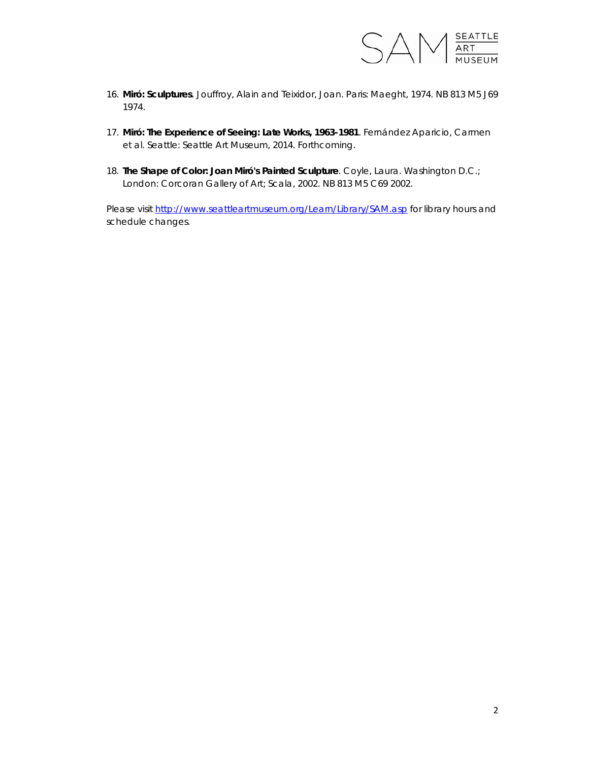16. **Miró: Sculptures**. Jouffroy, Alain and Teixidor, Joan. Paris: Maeght, 1974. NB 813 M5 J69 1974.

17. **Miró: The Experience of Seeing: Late Works, 1963-1981**. Fernández Aparicio, Carmen et al. Seattle: Seattle Art Museum, 2014. Forthcoming.

18. **The Shape of Color: Joan Miró's Painted Sculpture**. Coyle, Laura. Washington D.C.; London: Corcoran Gallery of Art; Scala, 2002. NB 813 M5 C69 2002.

Please visit [http://www.seattleartmuseum.org/Learn/Library/SAM.asp](http://www.seattleartmuseum.org/Learn/Library/SAM.asp) for library hours and schedule changes.